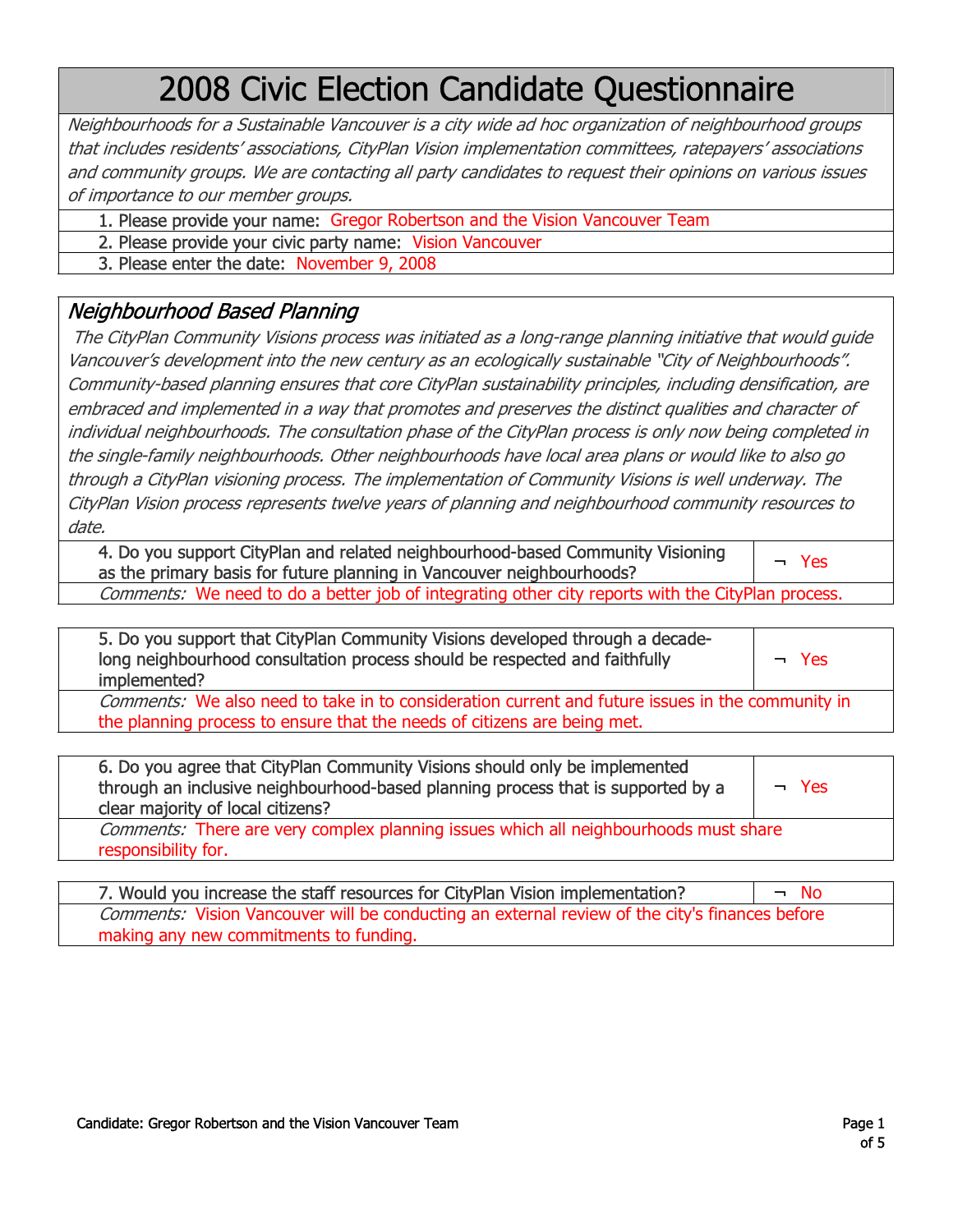# 2008 Civic Election Candidate Questionnaire

*Neighbourhoods for a Sustainable Vancouver is a city wide ad hoc organization of neighbourhood groups that includes residents' associations, CityPlan Vision implementation committees, ratepayers' associations and community groups. We are contacting all party candidates to request their opinions on various issues of importance to our member groups.*

1. Please provide your name: Gregor Robertson and the Vision Vancouver Team
2. Please provide your civic party name: Vision Vancouver
3. Please enter the date: November 9, 2008

## *Neighbourhood Based Planning*

*The CityPlan Community Visions process was initiated as a long-range planning initiative that would guide Vancouver's development into the new century as an ecologically sustainable "City of Neighbourhoods". Community-based planning ensures that core CityPlan sustainability principles, including densification, are embraced and implemented in a way that promotes and preserves the distinct qualities and character of individual neighbourhoods. The consultation phase of the CityPlan process is only now being completed in the single-family neighbourhoods. Other neighbourhoods have local area plans or would like to also go through a CityPlan visioning process. The implementation of Community Visions is well underway. The CityPlan Vision process represents twelve years of planning and neighbourhood community resources to date.*

4. Do you support CityPlan and related neighbourhood-based Community Visioning as the primary basis for future planning in Vancouver neighbourhoods? ¬ Yes

*Comments:* We need to do a better job of integrating other city reports with the CityPlan process.

5. Do you support that CityPlan Community Visions developed through a decade-long neighbourhood consultation process should be respected and faithfully implemented? ¬ Yes

*Comments:* We also need to take in to consideration current and future issues in the community in the planning process to ensure that the needs of citizens are being met.

6. Do you agree that CityPlan Community Visions should only be implemented through an inclusive neighbourhood-based planning process that is supported by a clear majority of local citizens? ¬ Yes

*Comments:* There are very complex planning issues which all neighbourhoods must share responsibility for.

7. Would you increase the staff resources for CityPlan Vision implementation? ¬ No

*Comments:* Vision Vancouver will be conducting an external review of the city's finances before making any new commitments to funding.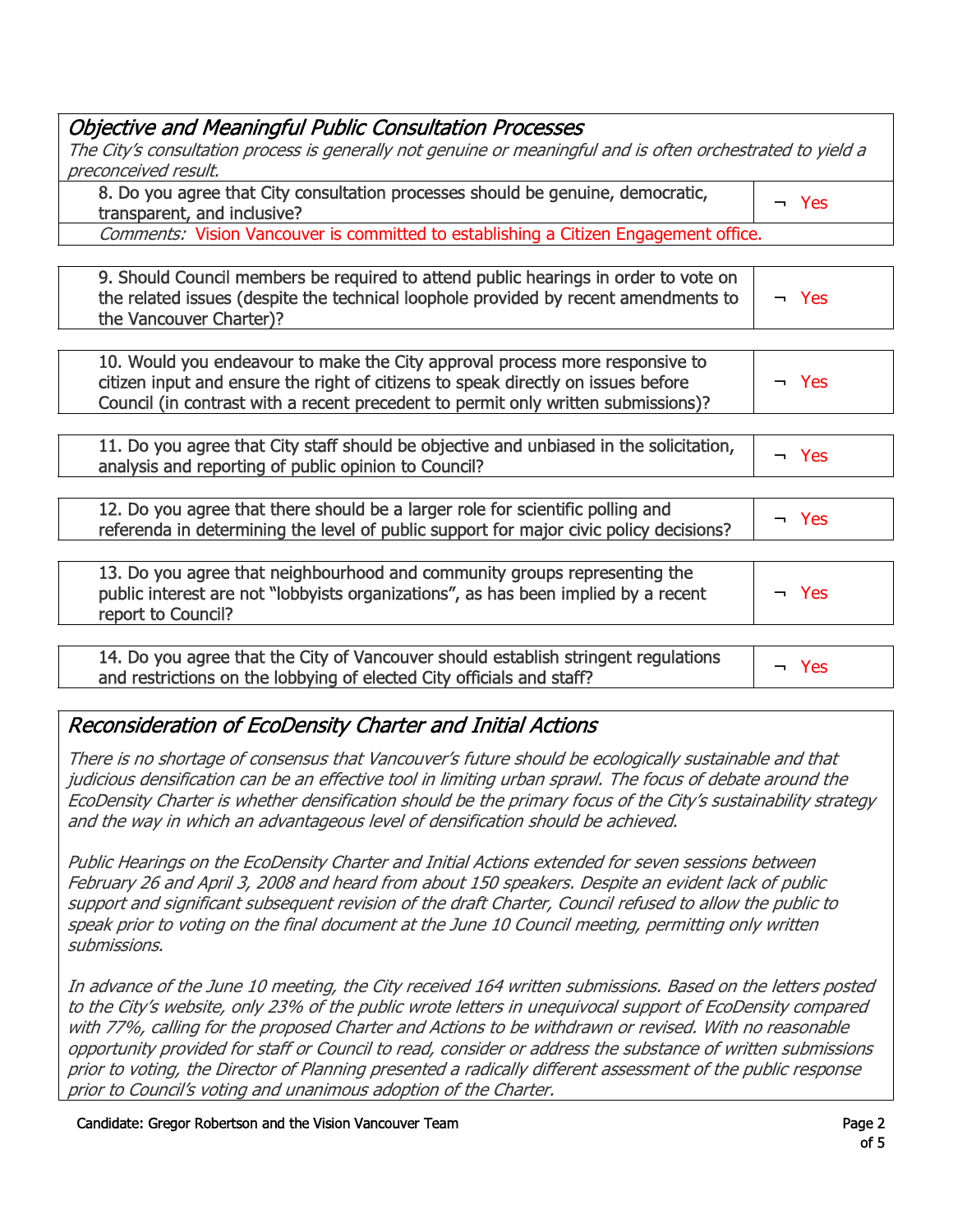## *Objective and Meaningful Public Consultation Processes*

*The City's consultation process is generally not genuine or meaningful and is often orchestrated to yield a preconceived result.*

| Question | Answer |
| --- | --- |
| 8. Do you agree that City consultation processes should be genuine, democratic, transparent, and inclusive? | ¬ Yes |

*Comments:* Vision Vancouver is committed to establishing a Citizen Engagement office.

| Question | Answer |
| --- | --- |
| 9. Should Council members be required to attend public hearings in order to vote on the related issues (despite the technical loophole provided by recent amendments to the Vancouver Charter)? | ¬ Yes |
| 10. Would you endeavour to make the City approval process more responsive to citizen input and ensure the right of citizens to speak directly on issues before Council (in contrast with a recent precedent to permit only written submissions)? | ¬ Yes |
| 11. Do you agree that City staff should be objective and unbiased in the solicitation, analysis and reporting of public opinion to Council? | ¬ Yes |
| 12. Do you agree that there should be a larger role for scientific polling and referenda in determining the level of public support for major civic policy decisions? | ¬ Yes |
| 13. Do you agree that neighbourhood and community groups representing the public interest are not "lobbyists organizations", as has been implied by a recent report to Council? | ¬ Yes |
| 14. Do you agree that the City of Vancouver should establish stringent regulations and restrictions on the lobbying of elected City officials and staff? | ¬ Yes |

## *Reconsideration of EcoDensity Charter and Initial Actions*

*There is no shortage of consensus that Vancouver's future should be ecologically sustainable and that judicious densification can be an effective tool in limiting urban sprawl. The focus of debate around the EcoDensity Charter is whether densification should be the primary focus of the City's sustainability strategy and the way in which an advantageous level of densification should be achieved.*

*Public Hearings on the EcoDensity Charter and Initial Actions extended for seven sessions between February 26 and April 3, 2008 and heard from about 150 speakers. Despite an evident lack of public support and significant subsequent revision of the draft Charter, Council refused to allow the public to speak prior to voting on the final document at the June 10 Council meeting, permitting only written submissions.*

*In advance of the June 10 meeting, the City received 164 written submissions. Based on the letters posted to the City's website, only 23% of the public wrote letters in unequivocal support of EcoDensity compared with 77%, calling for the proposed Charter and Actions to be withdrawn or revised. With no reasonable opportunity provided for staff or Council to read, consider or address the substance of written submissions prior to voting, the Director of Planning presented a radically different assessment of the public response prior to Council's voting and unanimous adoption of the Charter.*

Candidate: Gregor Robertson and the Vision Vancouver Team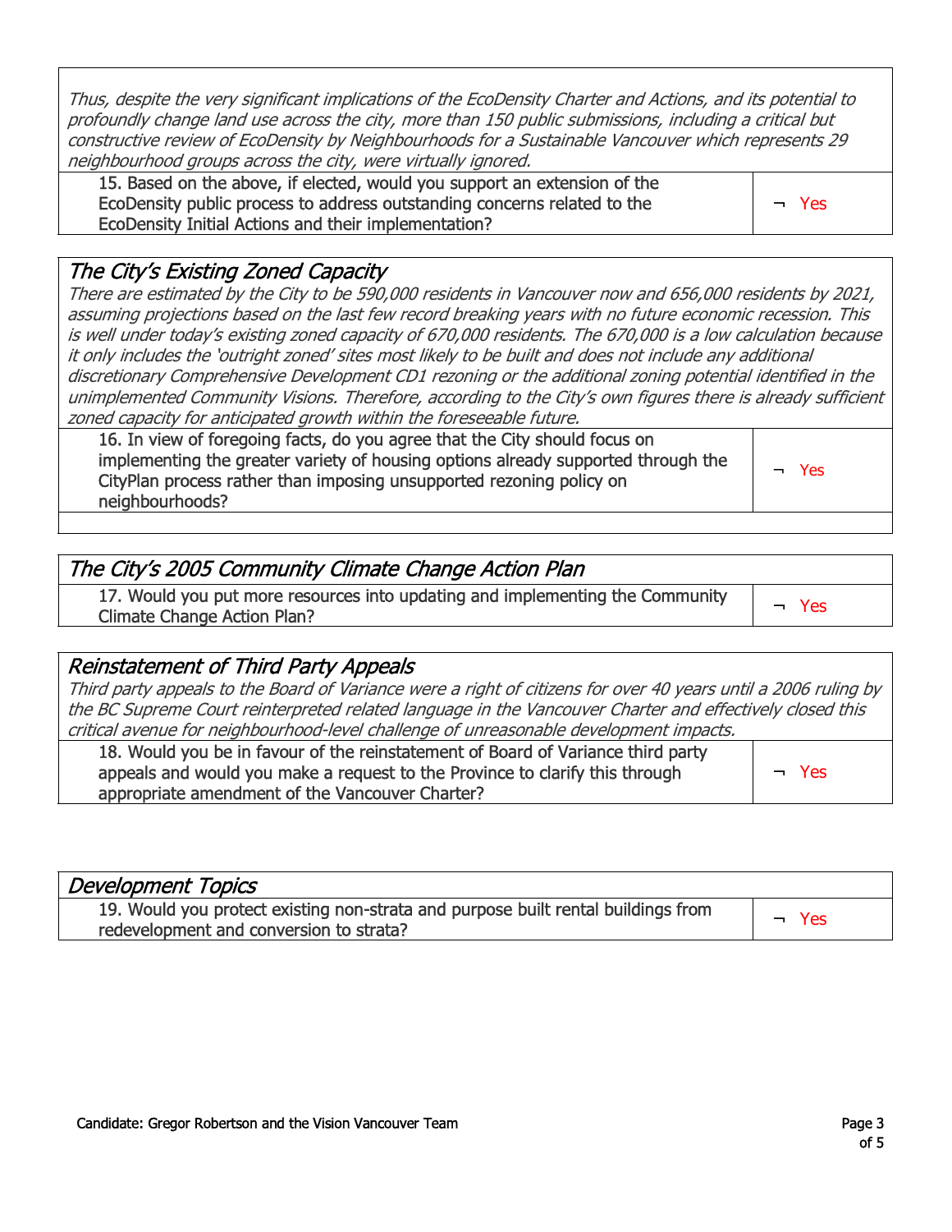*Thus, despite the very significant implications of the EcoDensity Charter and Actions, and its potential to profoundly change land use across the city, more than 150 public submissions, including a critical but constructive review of EcoDensity by Neighbourhoods for a Sustainable Vancouver which represents 29 neighbourhood groups across the city, were virtually ignored.*

| | |
|---|---|
| 15. Based on the above, if elected, would you support an extension of the EcoDensity public process to address outstanding concerns related to the EcoDensity Initial Actions and their implementation? | ¬ Yes |

## *The City's Existing Zoned Capacity*

*There are estimated by the City to be 590,000 residents in Vancouver now and 656,000 residents by 2021, assuming projections based on the last few record breaking years with no future economic recession. This is well under today's existing zoned capacity of 670,000 residents. The 670,000 is a low calculation because it only includes the 'outright zoned' sites most likely to be built and does not include any additional discretionary Comprehensive Development CD1 rezoning or the additional zoning potential identified in the unimplemented Community Visions. Therefore, according to the City's own figures there is already sufficient zoned capacity for anticipated growth within the foreseeable future.*

| | |
|---|---|
| 16. In view of foregoing facts, do you agree that the City should focus on implementing the greater variety of housing options already supported through the CityPlan process rather than imposing unsupported rezoning policy on neighbourhoods? | ¬ Yes |

## *The City's 2005 Community Climate Change Action Plan*

| | |
|---|---|
| 17. Would you put more resources into updating and implementing the Community Climate Change Action Plan? | ¬ Yes |

## *Reinstatement of Third Party Appeals*

*Third party appeals to the Board of Variance were a right of citizens for over 40 years until a 2006 ruling by the BC Supreme Court reinterpreted related language in the Vancouver Charter and effectively closed this critical avenue for neighbourhood-level challenge of unreasonable development impacts.*

| | |
|---|---|
| 18. Would you be in favour of the reinstatement of Board of Variance third party appeals and would you make a request to the Province to clarify this through appropriate amendment of the Vancouver Charter? | ¬ Yes |

## *Development Topics*

| | |
|---|---|
| 19. Would you protect existing non-strata and purpose built rental buildings from redevelopment and conversion to strata? | ¬ Yes |

Candidate: Gregor Robertson and the Vision Vancouver Team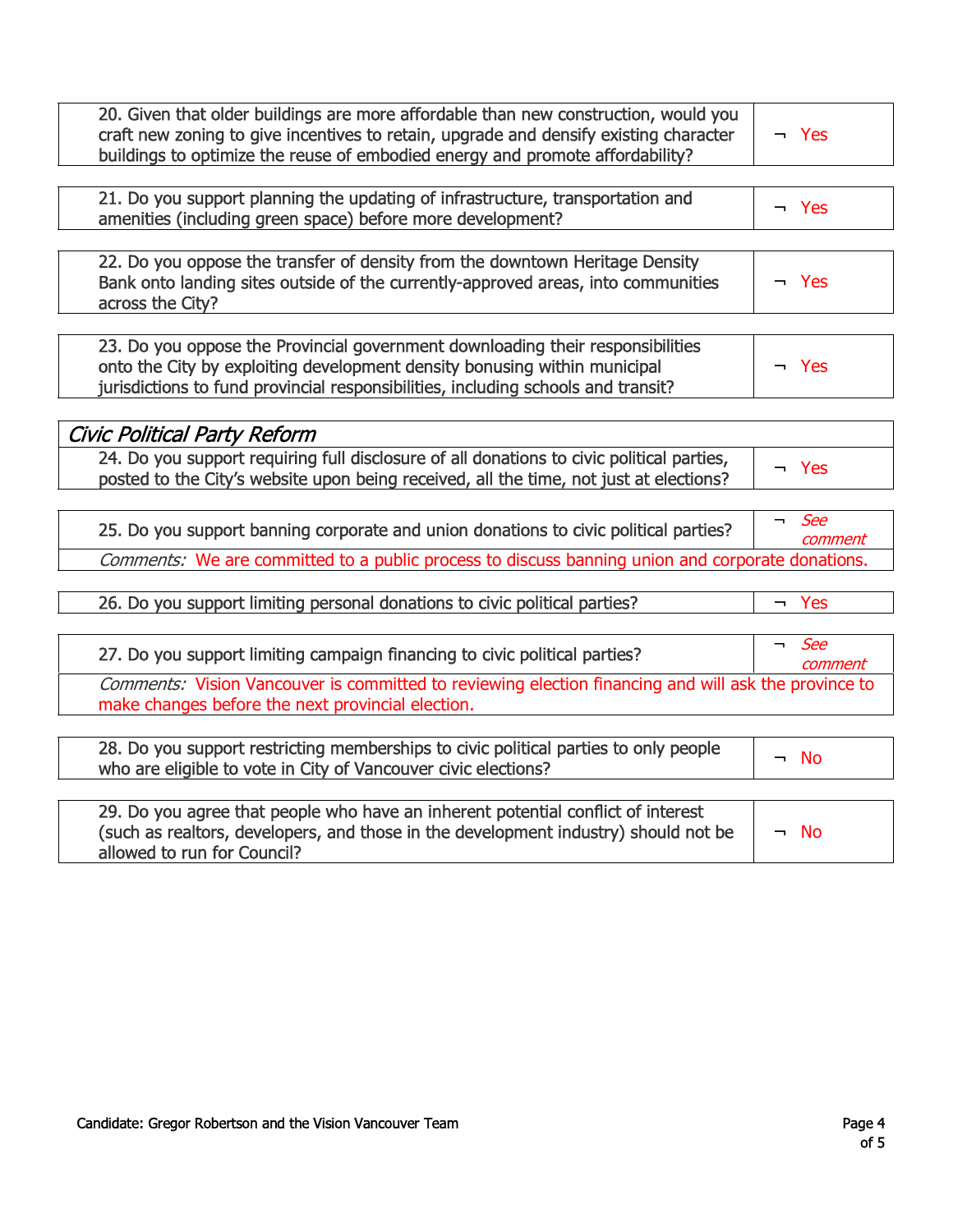| Question | Answer |
|---|---|
| 20. Given that older buildings are more affordable than new construction, would you craft new zoning to give incentives to retain, upgrade and densify existing character buildings to optimize the reuse of embodied energy and promote affordability? | ¬ Yes |

| Question | Answer |
|---|---|
| 21. Do you support planning the updating of infrastructure, transportation and amenities (including green space) before more development? | ¬ Yes |

| Question | Answer |
|---|---|
| 22. Do you oppose the transfer of density from the downtown Heritage Density Bank onto landing sites outside of the currently-approved areas, into communities across the City? | ¬ Yes |

| Question | Answer |
|---|---|
| 23. Do you oppose the Provincial government downloading their responsibilities onto the City by exploiting development density bonusing within municipal jurisdictions to fund provincial responsibilities, including schools and transit? | ¬ Yes |

## *Civic Political Party Reform*

| Question | Answer |
|---|---|
| 24. Do you support requiring full disclosure of all donations to civic political parties, posted to the City's website upon being received, all the time, not just at elections? | ¬ Yes |

| Question | Answer |
|---|---|
| 25. Do you support banning corporate and union donations to civic political parties? | ¬ *See comment* |
| *Comments:* We are committed to a public process to discuss banning union and corporate donations. | |

| Question | Answer |
|---|---|
| 26. Do you support limiting personal donations to civic political parties? | ¬ Yes |

| Question | Answer |
|---|---|
| 27. Do you support limiting campaign financing to civic political parties? | ¬ *See comment* |
| *Comments:* Vision Vancouver is committed to reviewing election financing and will ask the province to make changes before the next provincial election. | |

| Question | Answer |
|---|---|
| 28. Do you support restricting memberships to civic political parties to only people who are eligible to vote in City of Vancouver civic elections? | ¬ No |

| Question | Answer |
|---|---|
| 29. Do you agree that people who have an inherent potential conflict of interest (such as realtors, developers, and those in the development industry) should not be allowed to run for Council? | ¬ No |

Candidate: Gregor Robertson and the Vision Vancouver Team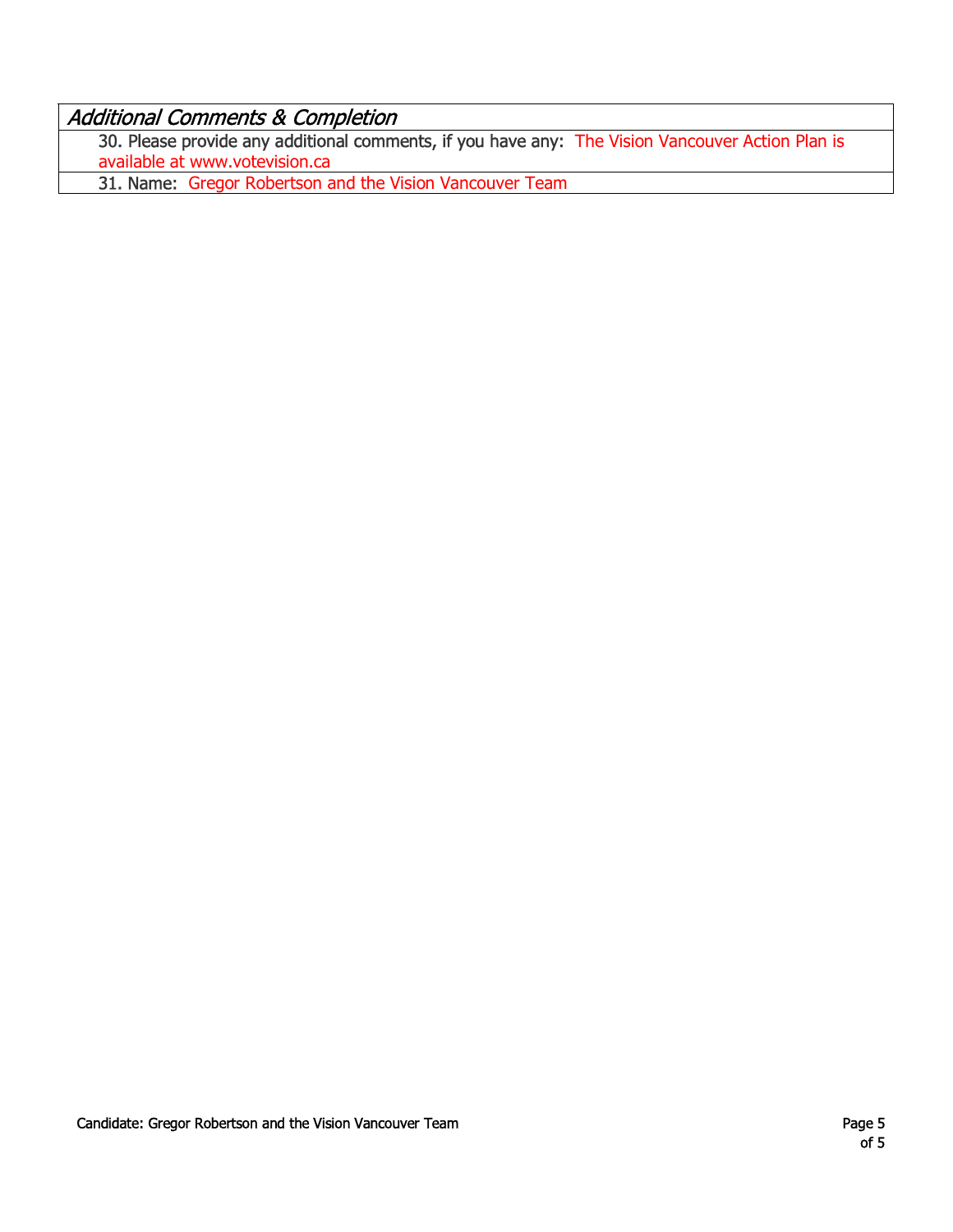## *Additional Comments & Completion*

30. Please provide any additional comments, if you have any: The Vision Vancouver Action Plan is available at www.votevision.ca

31. Name: Gregor Robertson and the Vision Vancouver Team